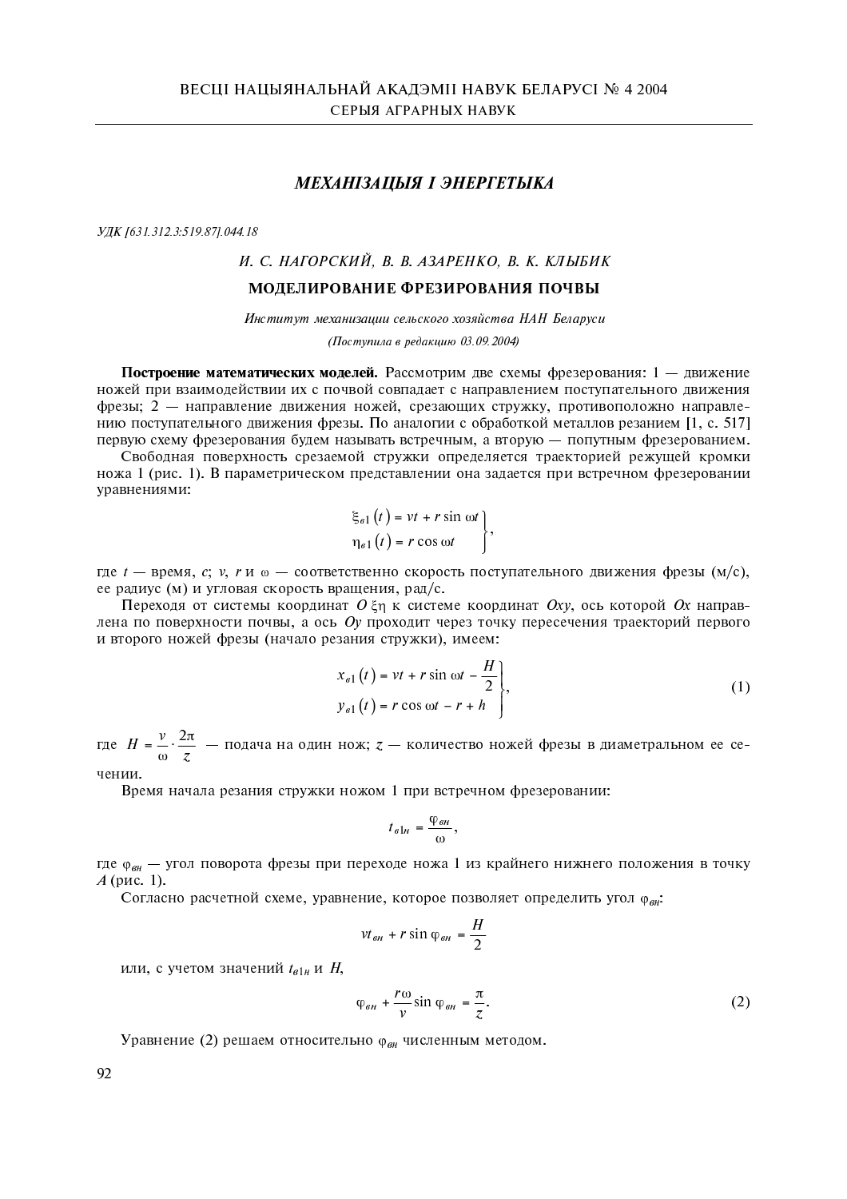ВЕСЦІ НАЦЫЯНАЛЬНАЙ АКАДЭМІІ НАВУК БЕЛАРУСІ № 4 2004
СЕРЫЯ АГРАРНЫХ НАВУК

## *МЕХАНІЗАЦЫЯ І ЭНЕРГЕТЫКА*

*УДК [631.312.3:519.87].044.18*

*И. С. НАГОРСКИЙ, В. В. АЗАРЕНКО, В. К. КЛЫБИК*

# МОДЕЛИРОВАНИЕ ФРЕЗИРОВАНИЯ ПОЧВЫ

*Институт механизации сельского хозяйства НАН Беларуси*

*(Поступила в редакцию 03.09.2004)*

**Построение математических моделей.** Рассмотрим две схемы фрезерования: 1 — движение ножей при взаимодействии их с почвой совпадает с направлением поступательного движения фрезы; 2 — направление движения ножей, срезающих стружку, противоположно направлению поступательного движения фрезы. По аналогии с обработкой металлов резанием [1, с. 517] первую схему фрезерования будем называть встречным, а вторую — попутным фрезерованием.

Свободная поверхность срезаемой стружки определяется траекторией режущей кромки ножа 1 (рис. 1). В параметрическом представлении она задается при встречном фрезеровании уравнениями:

$$\left.\begin{aligned} \xi_{в1}(t) &= vt + r\sin\omega t \\ \eta_{в1}(t) &= r\cos\omega t \end{aligned}\right\},$$

где $t$ — время, с; $v$, $r$ и $\omega$ — соответственно скорость поступательного движения фрезы (м/с), ее радиус (м) и угловая скорость вращения, рад/с.

Переходя от системы координат $O\,\xi\eta$ к системе координат $Oxy$, ось которой $Ox$ направлена по поверхности почвы, а ось $Oy$ проходит через точку пересечения траекторий первого и второго ножей фрезы (начало резания стружки), имеем:

$$\left.\begin{aligned} x_{в1}(t) &= vt + r\sin\omega t - \frac{H}{2} \\ y_{в1}(t) &= r\cos\omega t - r + h \end{aligned}\right\}, \tag{1}$$

где $H = \dfrac{v}{\omega}\cdot\dfrac{2\pi}{z}$ — подача на один нож; $z$ — количество ножей фрезы в диаметральном ее сечении.

Время начала резания стружки ножом 1 при встречном фрезеровании:

$$t_{в1н} = \frac{\varphi_{вн}}{\omega},$$

где $\varphi_{вн}$ — угол поворота фрезы при переходе ножа 1 из крайнего нижнего положения в точку $A$ (рис. 1).

Согласно расчетной схеме, уравнение, которое позволяет определить угол $\varphi_{вн}$:

$$vt_{вн} + r\sin\varphi_{вн} = \frac{H}{2}$$

или, с учетом значений $t_{в1н}$ и $H$,

$$\varphi_{вн} + \frac{r\omega}{v}\sin\varphi_{вн} = \frac{\pi}{z}. \tag{2}$$

Уравнение (2) решаем относительно $\varphi_{вн}$ численным методом.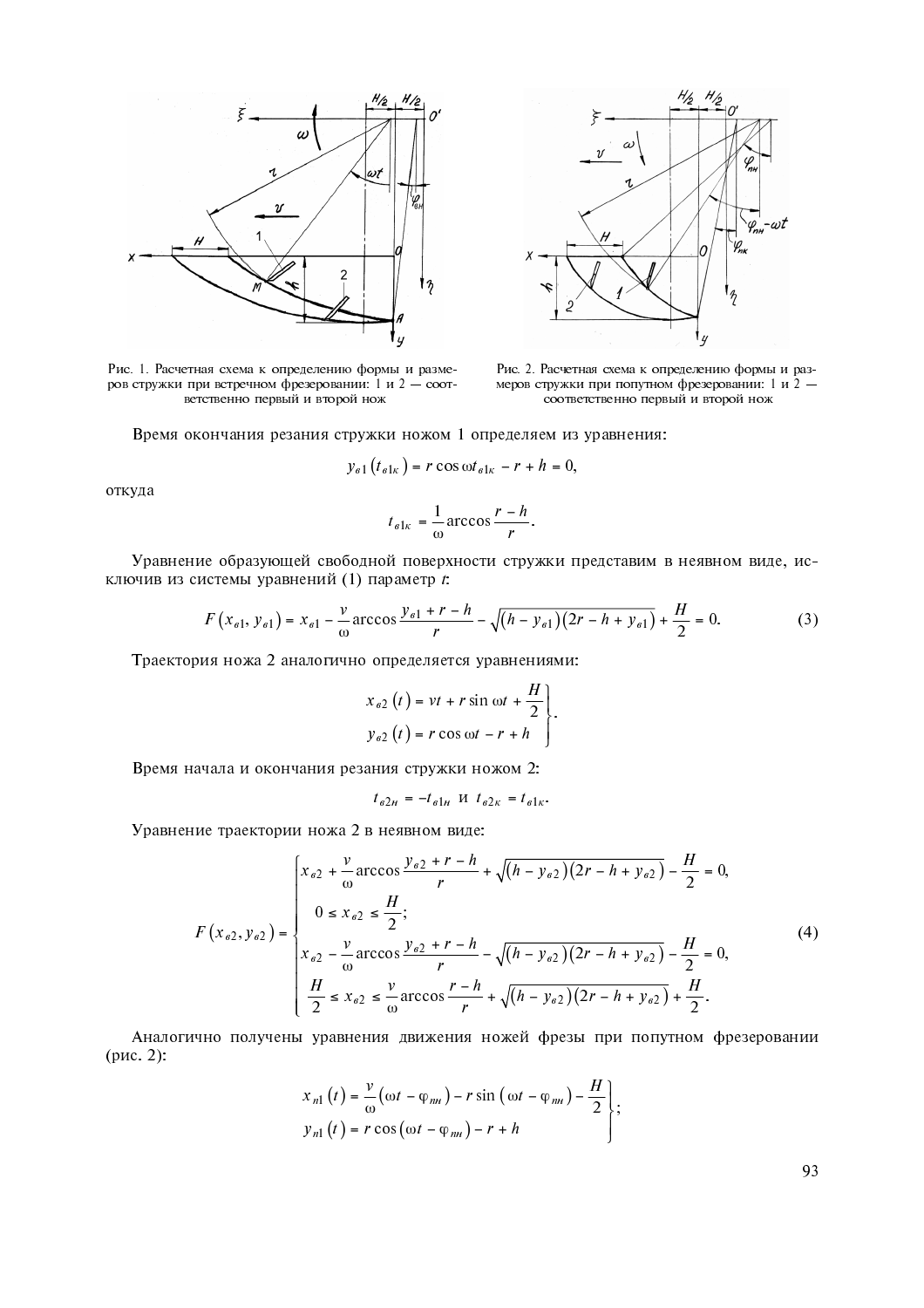Рис. 1. Расчетная схема к определению формы и размеров стружки при встречном фрезеровании: 1 и 2 — соответственно первый и второй нож

Рис. 2. Расчетная схема к определению формы и размеров стружки при попутном фрезеровании: 1 и 2 — соответственно первый и второй нож

Время окончания резания стружки ножом 1 определяем из уравнения:

$$y_{в1}\left(t_{в1к}\right) = r\cos\omega t_{в1к} - r + h = 0,$$

откуда

$$t_{в1к} = \frac{1}{\omega}\arccos\frac{r-h}{r}.$$

Уравнение образующей свободной поверхности стружки представим в неявном виде, исключив из системы уравнений (1) параметр $t$:

$$F\left(x_{в1}, y_{в1}\right) = x_{в1} - \frac{v}{\omega}\arccos\frac{y_{в1}+r-h}{r} - \sqrt{\left(h-y_{в1}\right)\left(2r-h+y_{в1}\right)} + \frac{H}{2} = 0. \tag{3}$$

Траектория ножа 2 аналогично определяется уравнениями:

$$\left.\begin{aligned} x_{в2}(t) &= vt + r\sin\omega t + \frac{H}{2} \\ y_{в2}(t) &= r\cos\omega t - r + h \end{aligned}\right\}.$$

Время начала и окончания резания стружки ножом 2:

$$t_{в2н} = -t_{в1н} \text{ и } t_{в2к} = t_{в1к}.$$

Уравнение траектории ножа 2 в неявном виде:

$$F\left(x_{в2}, y_{в2}\right) = \begin{cases} x_{в2} + \dfrac{v}{\omega}\arccos\dfrac{y_{в2}+r-h}{r} + \sqrt{\left(h-y_{в2}\right)\left(2r-h+y_{в2}\right)} - \dfrac{H}{2} = 0, \\ \quad 0 \le x_{в2} \le \dfrac{H}{2}; \\ x_{в2} - \dfrac{v}{\omega}\arccos\dfrac{y_{в2}+r-h}{r} - \sqrt{\left(h-y_{в2}\right)\left(2r-h+y_{в2}\right)} - \dfrac{H}{2} = 0, \\ \dfrac{H}{2} \le x_{в2} \le \dfrac{v}{\omega}\arccos\dfrac{r-h}{r} + \sqrt{\left(h-y_{в2}\right)\left(2r-h+y_{в2}\right)} + \dfrac{H}{2}. \end{cases} \tag{4}$$

Аналогично получены уравнения движения ножей фрезы при попутном фрезеровании (рис. 2):

$$\left.\begin{aligned} x_{п1}(t) &= \frac{v}{\omega}\left(\omega t - \varphi_{пн}\right) - r\sin\left(\omega t - \varphi_{пн}\right) - \frac{H}{2} \\ y_{п1}(t) &= r\cos\left(\omega t - \varphi_{пн}\right) - r + h \end{aligned}\right\};$$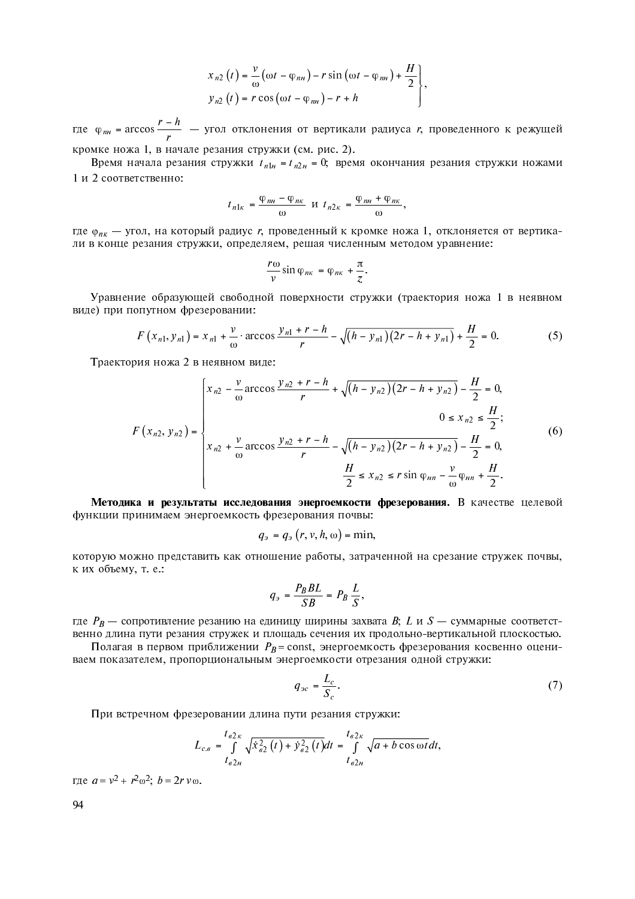$$\left.\begin{aligned} x_{n2}(t) &= \frac{v}{\omega}(\omega t - \varphi_{пн}) - r\sin(\omega t - \varphi_{пн}) + \frac{H}{2} \\ y_{n2}(t) &= r\cos(\omega t - \varphi_{пн}) - r + h \end{aligned}\right\},$$

где $\varphi_{пн} = \arccos\dfrac{r-h}{r}$ — угол отклонения от вертикали радиуса $r$, проведенного к режущей кромке ножа 1, в начале резания стружки (см. рис. 2).

Время начала резания стружки $t_{n1н} = t_{n2н} = 0$; время окончания резания стружки ножами 1 и 2 соответственно:

$$t_{n1к} = \frac{\varphi_{пн} - \varphi_{пк}}{\omega} \text{ и } t_{n2к} = \frac{\varphi_{пн} + \varphi_{пк}}{\omega},$$

где $\varphi_{пк}$ — угол, на который радиус $r$, проведенный к кромке ножа 1, отклоняется от вертикали в конце резания стружки, определяем, решая численным методом уравнение:

$$\frac{r\omega}{v}\sin\varphi_{пк} = \varphi_{пк} + \frac{\pi}{z}.$$

Уравнение образующей свободной поверхности стружки (траектория ножа 1 в неявном виде) при попутном фрезеровании:

$$F(x_{n1}, y_{n1}) = x_{n1} + \frac{v}{\omega}\cdot\arccos\frac{y_{n1} + r - h}{r} - \sqrt{(h - y_{n1})(2r - h + y_{n1})} + \frac{H}{2} = 0. \tag{5}$$

Траектория ножа 2 в неявном виде:

$$F(x_{n2}, y_{n2}) = \begin{cases} x_{n2} - \dfrac{v}{\omega}\arccos\dfrac{y_{n2} + r - h}{r} + \sqrt{(h - y_{n2})(2r - h + y_{n2})} - \dfrac{H}{2} = 0, \\ \qquad\qquad\qquad\qquad\qquad\qquad 0 \le x_{n2} \le \dfrac{H}{2}; \\ x_{n2} + \dfrac{v}{\omega}\arccos\dfrac{y_{n2} + r - h}{r} - \sqrt{(h - y_{n2})(2r - h + y_{n2})} - \dfrac{H}{2} = 0, \\ \qquad\qquad\qquad \dfrac{H}{2} \le x_{n2} \le r\sin\varphi_{нп} - \dfrac{v}{\omega}\varphi_{нп} + \dfrac{H}{2}. \end{cases} \tag{6}$$

**Методика и результаты исследования энергоемкости фрезерования.** В качестве целевой функции принимаем энергоемкость фрезерования почвы:

$$q_э = q_э(r, v, h, \omega) = \min,$$

которую можно представить как отношение работы, затраченной на срезание стружек почвы, к их объему, т. е.:

$$q_э = \frac{P_B BL}{SB} = P_B\frac{L}{S},$$

где $P_B$ — сопротивление резанию на единицу ширины захвата $B$; $L$ и $S$ — суммарные соответственно длина пути резания стружек и площадь сечения их продольно-вертикальной плоскостью.

Полагая в первом приближении $P_B = \text{const}$, энергоемкость фрезерования косвенно оцениваем показателем, пропорциональным энергоемкости отрезания одной стружки:

$$q_{эс} = \frac{L_c}{S_c}. \tag{7}$$

При встречном фрезеровании длина пути резания стружки:

$$L_{с.в} = \int_{t_{в2н}}^{t_{в2к}} \sqrt{\dot{x}_{в2}^2(t) + \dot{y}_{в2}^2(t)}\,dt = \int_{t_{в2н}}^{t_{в2к}} \sqrt{a + b\cos\omega t}\,dt,$$

где $a = v^2 + r^2\omega^2$; $b = 2rv\omega$.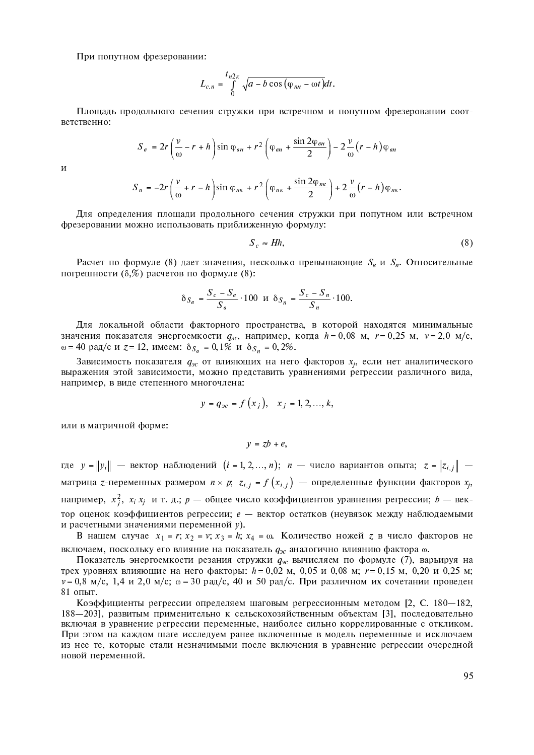При попутном фрезеровании:

$$L_{c.n} = \int_0^{t_{n2\kappa}} \sqrt{a - b\cos\left(\varphi_{nн} - \omega t\right)}dt.$$

Площадь продольного сечения стружки при встречном и попутном фрезеровании соответственно:

$$S_в = 2r\left(\frac{v}{\omega} - r + h\right)\sin\varphi_{вн} + r^2\left(\varphi_{вн} + \frac{\sin 2\varphi_{вн}}{2}\right) - 2\frac{v}{\omega}\left(r - h\right)\varphi_{вн}$$

и

$$S_n = -2r\left(\frac{v}{\omega} + r - h\right)\sin\varphi_{n\kappa} + r^2\left(\varphi_{n\kappa} + \frac{\sin 2\varphi_{n\kappa}}{2}\right) + 2\frac{v}{\omega}\left(r - h\right)\varphi_{n\kappa}.$$

Для определения площади продольного сечения стружки при попутном или встречном фрезеровании можно использовать приближенную формулу:

$$S_c \approx Hh, \tag{8}$$

Расчет по формуле (8) дает значения, несколько превышающие $S_в$ и $S_n$. Относительные погрешности ($\delta$,%) расчетов по формуле (8):

$$\delta_{S_в} = \frac{S_c - S_в}{S_в}\cdot 100 \text{ и } \delta_{S_n} = \frac{S_c - S_n}{S_n}\cdot 100.$$

Для локальной области факторного пространства, в которой находятся минимальные значения показателя энергоемкости $q_{эс}$, например, когда $h = 0{,}08$ м, $r = 0{,}25$ м, $v = 2{,}0$ м/с, $\omega = 40$ рад/с и $z = 12$, имеем: $\delta_{S_в} = 0{,}1\%$ и $\delta_{S_n} = 0{,}2\%$.

Зависимость показателя $q_{эс}$ от влияющих на него факторов $x_j$, если нет аналитического выражения этой зависимости, можно представить уравнениями регрессии различного вида, например, в виде степенного многочлена:

$$y = q_{эс} = f\left(x_j\right), \quad x_j = 1, 2, \ldots, k,$$

или в матричной форме:

$$y = zb + e,$$

где $y = \|y_i\|$ — вектор наблюдений $(i = 1, 2, \ldots, n)$; $n$ — число вариантов опыта; $z = \|z_{i,j}\|$ — матрица $z$-переменных размером $n \times p$; $z_{i,j} = f\left(x_{i,j}\right)$ — определенные функции факторов $x_j$, например, $x_j^2$, $x_i x_j$ и т. д.; $p$ — общее число коэффициентов уравнения регрессии; $b$ — вектор оценок коэффициентов регрессии; $e$ — вектор остатков (неувязок между наблюдаемыми и расчетными значениями переменной $y$).

В нашем случае $x_1 = r$; $x_2 = v$; $x_3 = h$; $x_4 = \omega$. Количество ножей $z$ в число факторов не включаем, поскольку его влияние на показатель $q_{эс}$ аналогично влиянию фактора $\omega$.

Показатель энергоемкости резания стружки $q_{эс}$ вычисляем по формуле (7), варьируя на трех уровнях влияющие на него факторы: $h = 0{,}02$ м, 0,05 и 0,08 м; $r = 0{,}15$ м, 0,20 и 0,25 м; $v = 0{,}8$ м/с, 1,4 и 2,0 м/с; $\omega = 30$ рад/с, 40 и 50 рад/с. При различном их сочетании проведен 81 опыт.

Коэффициенты регрессии определяем шаговым регрессионным методом [2, С. 180—182, 188—203], развитым применительно к сельскохозяйственным объектам [3], последовательно включая в уравнение регрессии переменные, наиболее сильно коррелированные с откликом. При этом на каждом шаге исследуем ранее включенные в модель переменные и исключаем из нее те, которые стали незначимыми после включения в уравнение регрессии очередной новой переменной.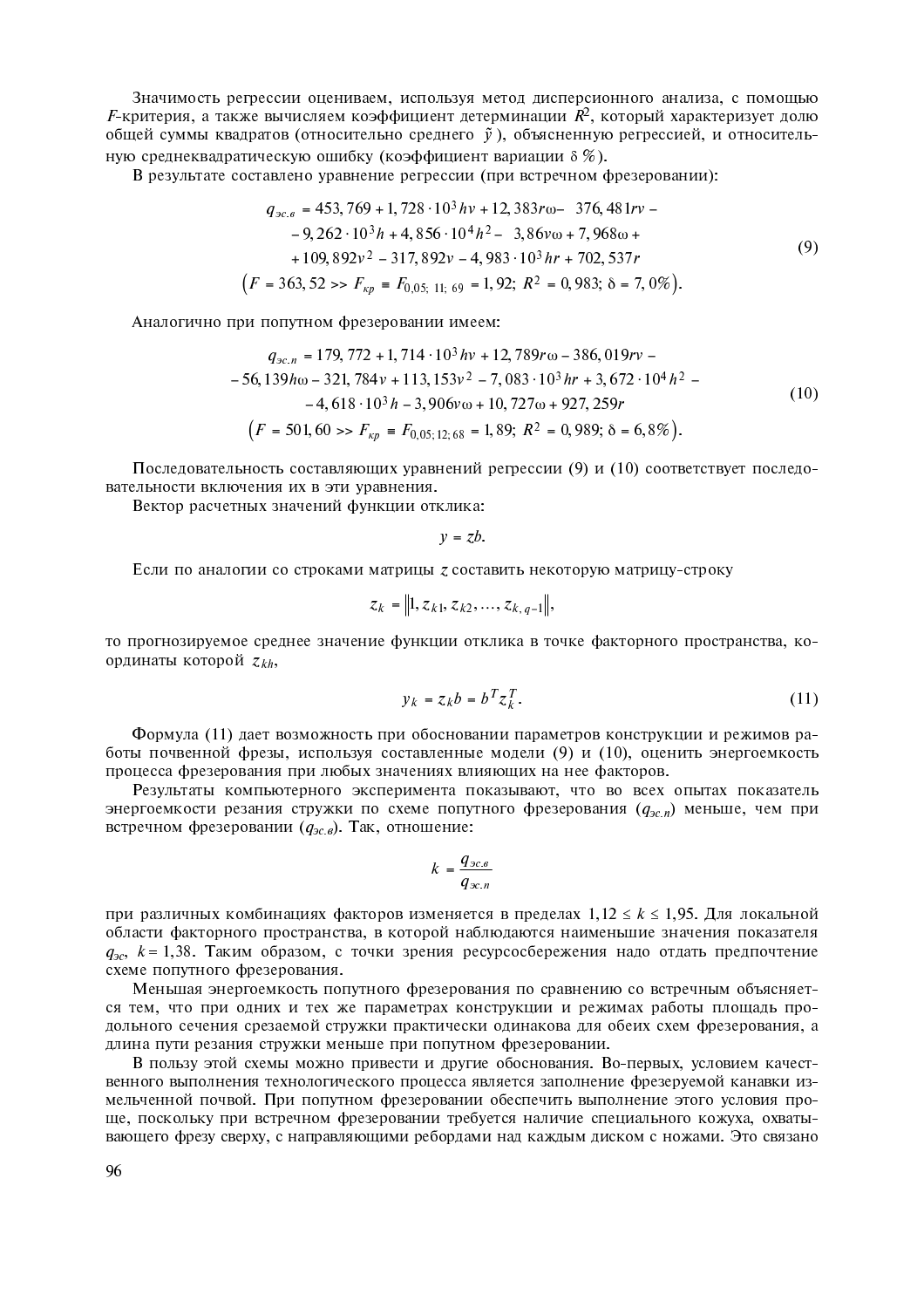Значимость регрессии оцениваем, используя метод дисперсионного анализа, с помощью $F$-критерия, а также вычисляем коэффициент детерминации $R^2$, который характеризует долю общей суммы квадратов (относительно среднего $\bar{y}$), объясненную регрессией, и относительную среднеквадратическую ошибку (коэффициент вариации $\delta$ %).

В результате составлено уравнение регрессии (при встречном фрезеровании):

$$
\begin{gathered}
q_{эс.в} = 453,769 + 1,728 \cdot 10^3 hv + 12,383 r\omega - 376,481 rv - \\
- 9,262 \cdot 10^3 h + 4,856 \cdot 10^4 h^2 - 3,86 v\omega + 7,968\omega + \\
+ 109,892 v^2 - 317,892 v - 4,983 \cdot 10^3 hr + 702,537 r \\
\left(F = 363,52 >> F_{кр} \equiv F_{0,05;\ 11;\ 69} = 1,92;\ R^2 = 0,983;\ \delta = 7,0\%\right).
\end{gathered} \tag{9}
$$

Аналогично при попутном фрезеровании имеем:

$$
\begin{gathered}
q_{эс.п} = 179,772 + 1,714 \cdot 10^3 hv + 12,789 r\omega - 386,019 rv - \\
- 56,139 h\omega - 321,784 v + 113,153 v^2 - 7,083 \cdot 10^3 hr + 3,672 \cdot 10^4 h^2 - \\
- 4,618 \cdot 10^3 h - 3,906 v\omega + 10,727\omega + 927,259 r \\
\left(F = 501,60 >> F_{кр} \equiv F_{0,05;12;68} = 1,89;\ R^2 = 0,989;\ \delta = 6,8\%\right).
\end{gathered} \tag{10}
$$

Последовательность составляющих уравнений регрессии (9) и (10) соответствует последовательности включения их в эти уравнения.

Вектор расчетных значений функции отклика:

$$
y = zb.
$$

Если по аналогии со строками матрицы $z$ составить некоторую матрицу-строку

$$
z_k = \left\| 1, z_{k1}, z_{k2}, \ldots, z_{k,\,q-1} \right\|,
$$

то прогнозируемое среднее значение функции отклика в точке факторного пространства, координаты которой $z_{kh}$,

$$
y_k = z_k b = b^T z_k^T. \tag{11}
$$

Формула (11) дает возможность при обосновании параметров конструкции и режимов работы почвенной фрезы, используя составленные модели (9) и (10), оценить энергоемкость процесса фрезерования при любых значениях влияющих на нее факторов.

Результаты компьютерного эксперимента показывают, что во всех опытах показатель энергоемкости резания стружки по схеме попутного фрезерования ($q_{эс.п}$) меньше, чем при встречном фрезеровании ($q_{эс.в}$). Так, отношение:

$$
k = \frac{q_{эс.в}}{q_{эс.п}}
$$

при различных комбинациях факторов изменяется в пределах $1,12 \le k \le 1,95$. Для локальной области факторного пространства, в которой наблюдаются наименьшие значения показателя $q_{эс}$, $k = 1,38$. Таким образом, с точки зрения ресурсосбережения надо отдать предпочтение схеме попутного фрезерования.

Меньшая энергоемкость попутного фрезерования по сравнению со встречным объясняется тем, что при одних и тех же параметрах конструкции и режимах работы площадь продольного сечения срезаемой стружки практически одинакова для обеих схем фрезерования, а длина пути резания стружки меньше при попутном фрезеровании.

В пользу этой схемы можно привести и другие обоснования. Во-первых, условием качественного выполнения технологического процесса является заполнение фрезеруемой канавки измельченной почвой. При попутном фрезеровании обеспечить выполнение этого условия проще, поскольку при встречном фрезеровании требуется наличие специального кожуха, охватывающего фрезу сверху, с направляющими ребордами над каждым диском с ножами. Это связано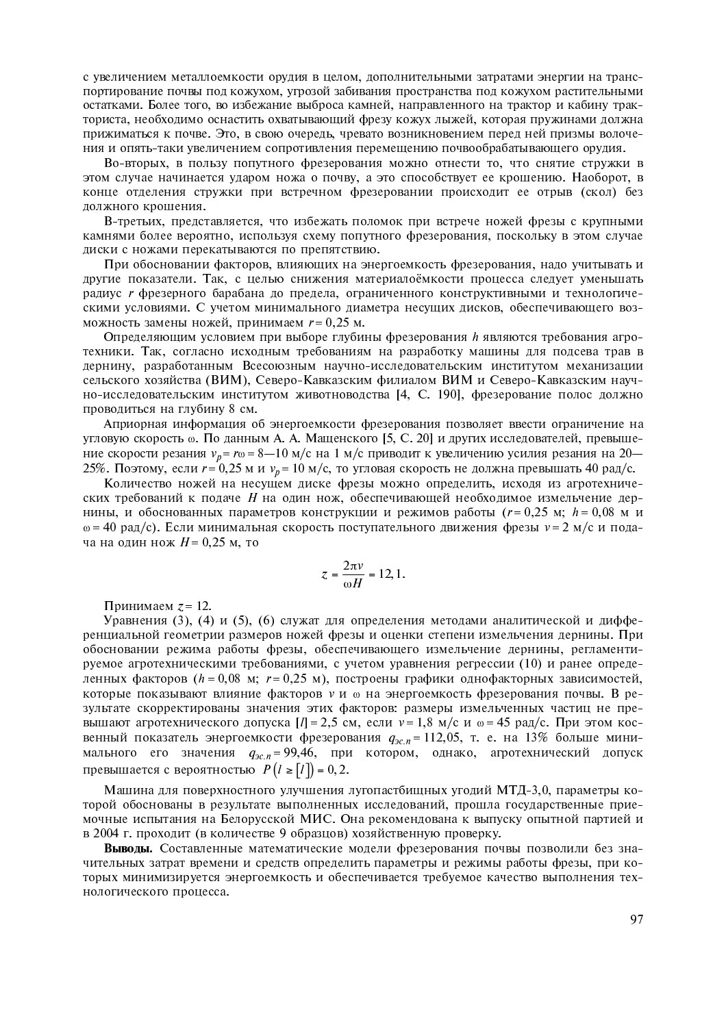с увеличением металлоемкости орудия в целом, дополнительными затратами энергии на транспортирование почвы под кожухом, угрозой забивания пространства под кожухом растительными остатками. Более того, во избежание выброса камней, направленного на трактор и кабину тракториста, необходимо оснастить охватывающий фрезу кожух лыжей, которая пружинами должна прижиматься к почве. Это, в свою очередь, чревато возникновением перед ней призмы волочения и опять-таки увеличением сопротивления перемещению почвообрабатывающего орудия.

Во-вторых, в пользу попутного фрезерования можно отнести то, что снятие стружки в этом случае начинается ударом ножа о почву, а это способствует ее крошению. Наоборот, в конце отделения стружки при встречном фрезеровании происходит ее отрыв (скол) без должного крошения.

В-третьих, представляется, что избежать поломок при встрече ножей фрезы с крупными камнями более вероятно, используя схему попутного фрезерования, поскольку в этом случае диски с ножами перекатываются по препятствию.

При обосновании факторов, влияющих на энергоемкость фрезерования, надо учитывать и другие показатели. Так, с целью снижения материалоёмкости процесса следует уменьшать радиус $r$ фрезерного барабана до предела, ограниченного конструктивными и технологическими условиями. С учетом минимального диаметра несущих дисков, обеспечивающего возможность замены ножей, принимаем $r = 0,25$ м.

Определяющим условием при выборе глубины фрезерования $h$ являются требования агротехники. Так, согласно исходным требованиям на разработку машины для подсева трав в дернину, разработанным Всесоюзным научно-исследовательским институтом механизации сельского хозяйства (ВИМ), Северо-Кавказским филиалом ВИМ и Северо-Кавказским научно-исследовательским институтом животноводства [4, С. 190], фрезерование полос должно проводиться на глубину 8 см.

Априорная информация об энергоемкости фрезерования позволяет ввести ограничение на угловую скорость ω. По данным А. А. Мащенского [5, С. 20] и других исследователей, превышение скорости резания $v_p = r\omega = 8$—$10$ м/с на 1 м/с приводит к увеличению усилия резания на 20—25%. Поэтому, если $r = 0,25$ м и $v_p = 10$ м/с, то угловая скорость не должна превышать 40 рад/с.

Количество ножей на несущем диске фрезы можно определить, исходя из агротехнических требований к подаче $H$ на один нож, обеспечивающей необходимое измельчение дернины, и обоснованных параметров конструкции и режимов работы ($r = 0,25$ м; $h = 0,08$ м и $\omega = 40$ рад/с). Если минимальная скорость поступательного движения фрезы $v = 2$ м/с и подача на один нож $H = 0,25$ м, то

$$z = \frac{2\pi v}{\omega H} = 12,1.$$

Принимаем $z = 12$.

Уравнения (3), (4) и (5), (6) служат для определения методами аналитической и дифференциальной геометрии размеров ножей фрезы и оценки степени измельчения дернины. При обосновании режима работы фрезы, обеспечивающего измельчение дернины, регламентируемое агротехническими требованиями, с учетом уравнения регрессии (10) и ранее определенных факторов ($h = 0,08$ м; $r = 0,25$ м), построены графики однофакторных зависимостей, которые показывают влияние факторов $v$ и ω на энергоемкость фрезерования почвы. В результате скорректированы значения этих факторов: размеры измельченных частиц не превышают агротехнического допуска $[l] = 2,5$ см, если $v = 1,8$ м/с и $\omega = 45$ рад/с. При этом косвенный показатель энергоемкости фрезерования $q_{эс.п} = 112,05$, т. е. на 13% больше минимального его значения $q_{эс.п} = 99,46$, при котором, однако, агротехнический допуск превышается с вероятностью $P\left(l \geq [l]\right) = 0,2$.

Машина для поверхностного улучшения лугопастбищных угодий МТД-3,0, параметры которой обоснованы в результате выполненных исследований, прошла государственные приемочные испытания на Белорусской МИС. Она рекомендована к выпуску опытной партией и в 2004 г. проходит (в количестве 9 образцов) хозяйственную проверку.

**Выводы.** Составленные математические модели фрезерования почвы позволили без значительных затрат времени и средств определить параметры и режимы работы фрезы, при которых минимизируется энергоемкость и обеспечивается требуемое качество выполнения технологического процесса.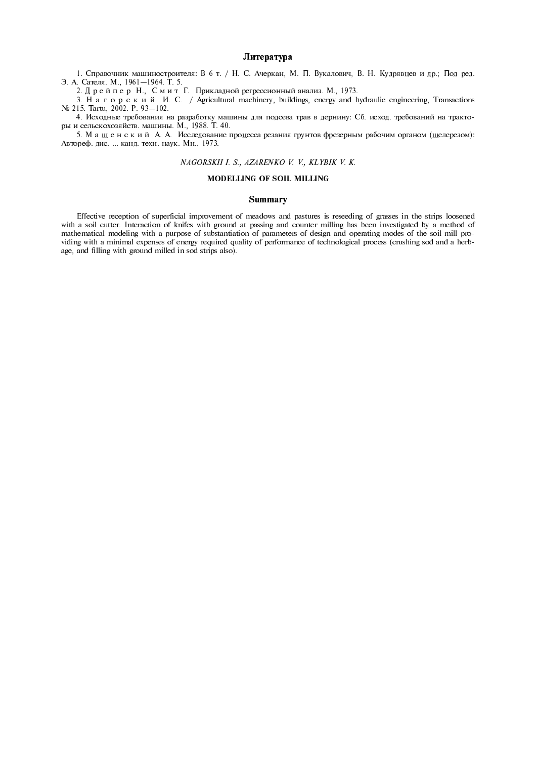## Литература

1. Справочник машиностроителя: В 6 т. / Н. С. Ачеркан, М. П. Вукалович, В. Н. Кудрявцев и др.; Под ред. Э. А. Сателя. М., 1961—1964. Т. 5.
2. Д р е й п е р Н., С м и т Г. Прикладной регрессионный анализ. М., 1973.
3. Н а г о р с к и й И. С. / Agricultural machinery, buildings, energy and hydraulic engineering, Transactions № 215. Tartu, 2002. P. 93—102.
4. Исходные требования на разработку машины для подсева трав в дернину: Сб. исход. требований на тракторы и сельскохозяйств. машины. М., 1988. Т. 40.
5. М а щ е н с к и й А. А. Исследование процесса резания грунтов фрезерным рабочим органом (щелерезом): Автореф. дис. ... канд. техн. наук. Мн., 1973.

*NAGORSKII I. S., AZARENKO V. V., KLYBIK V. K.*

**MODELLING OF SOIL MILLING**

## Summary

Effective reception of superficial improvement of meadows and pastures is reseeding of grasses in the strips loosened with a soil cutter. Interaction of knifes with ground at passing and counter milling has been investigated by a method of mathematical modeling with a purpose of substantiation of parameters of design and operating modes of the soil mill providing with a minimal expenses of energy required quality of performance of technological process (crushing sod and a herbage, and filling with ground milled in sod strips also).